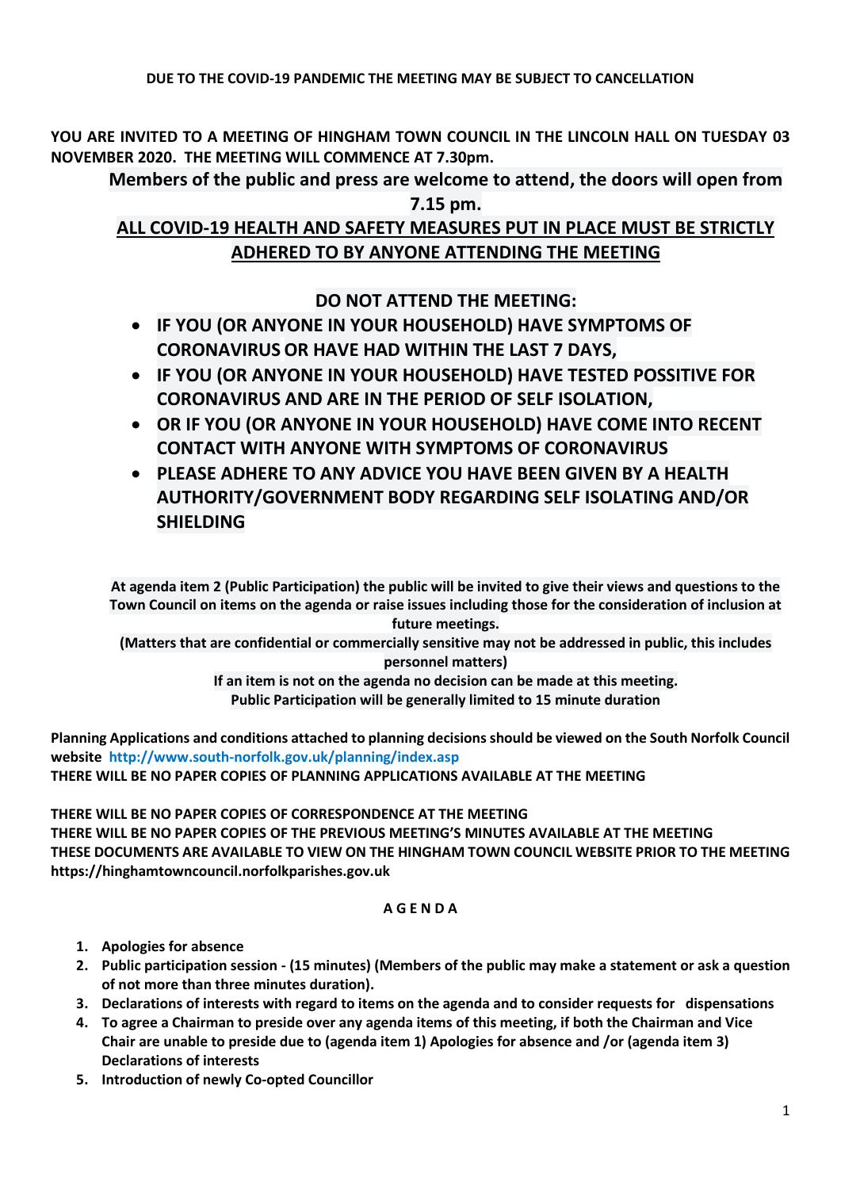**DUE TO THE COVID-19 PANDEMIC THE MEETING MAY BE SUBJECT TO CANCELLATION**

**YOU ARE INVITED TO A MEETING OF HINGHAM TOWN COUNCIL IN THE LINCOLN HALL ON TUESDAY 03 NOVEMBER 2020. THE MEETING WILL COMMENCE AT 7.30pm.**

**Members of the public and press are welcome to attend, the doors will open from 7.15 pm.**

**ALL COVID-19 HEALTH AND SAFETY MEASURES PUT IN PLACE MUST BE STRICTLY ADHERED TO BY ANYONE ATTENDING THE MEETING**

**DO NOT ATTEND THE MEETING:**

- **IF YOU (OR ANYONE IN YOUR HOUSEHOLD) HAVE SYMPTOMS OF CORONAVIRUS OR HAVE HAD WITHIN THE LAST 7 DAYS,**
- **IF YOU (OR ANYONE IN YOUR HOUSEHOLD) HAVE TESTED POSSITIVE FOR CORONAVIRUS AND ARE IN THE PERIOD OF SELF ISOLATION,**
- **OR IF YOU (OR ANYONE IN YOUR HOUSEHOLD) HAVE COME INTO RECENT CONTACT WITH ANYONE WITH SYMPTOMS OF CORONAVIRUS**
- **PLEASE ADHERE TO ANY ADVICE YOU HAVE BEEN GIVEN BY A HEALTH AUTHORITY/GOVERNMENT BODY REGARDING SELF ISOLATING AND/OR SHIELDING**

**At agenda item 2 (Public Participation) the public will be invited to give their views and questions to the Town Council on items on the agenda or raise issues including those for the consideration of inclusion at future meetings.**

**(Matters that are confidential or commercially sensitive may not be addressed in public, this includes personnel matters)**

**If an item is not on the agenda no decision can be made at this meeting.**

**Public Participation will be generally limited to 15 minute duration**

**Planning Applications and conditions attached to planning decisions should be viewed on the South Norfolk Council website http://www.south-norfolk.gov.uk/planning/index.asp**

**THERE WILL BE NO PAPER COPIES OF PLANNING APPLICATIONS AVAILABLE AT THE MEETING**

**THERE WILL BE NO PAPER COPIES OF CORRESPONDENCE AT THE MEETING**
**THERE WILL BE NO PAPER COPIES OF THE PREVIOUS MEETING'S MINUTES AVAILABLE AT THE MEETING**
**THESE DOCUMENTS ARE AVAILABLE TO VIEW ON THE HINGHAM TOWN COUNCIL WEBSITE PRIOR TO THE MEETING https://hinghamtowncouncil.norfolkparishes.gov.uk**

## A G E N D A

1. **Apologies for absence**
2. **Public participation session - (15 minutes) (Members of the public may make a statement or ask a question of not more than three minutes duration).**
3. **Declarations of interests with regard to items on the agenda and to consider requests for dispensations**
4. **To agree a Chairman to preside over any agenda items of this meeting, if both the Chairman and Vice Chair are unable to preside due to (agenda item 1) Apologies for absence and /or (agenda item 3) Declarations of interests**
5. **Introduction of newly Co-opted Councillor**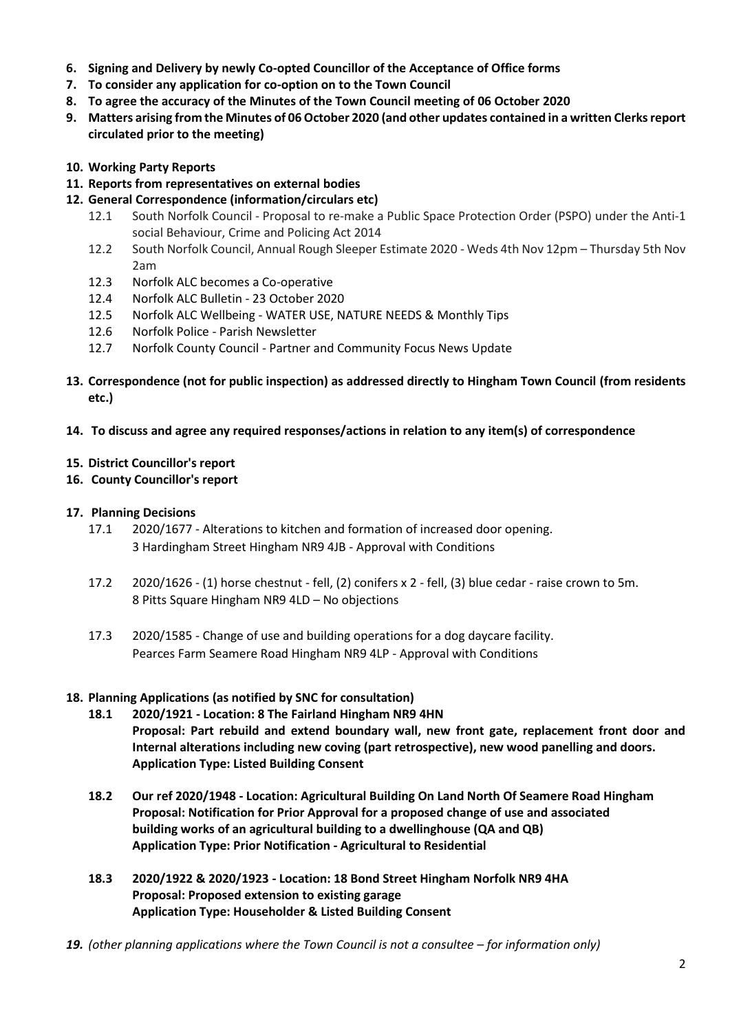6. **Signing and Delivery by newly Co-opted Councillor of the Acceptance of Office forms**
7. **To consider any application for co-option on to the Town Council**
8. **To agree the accuracy of the Minutes of the Town Council meeting of 06 October 2020**
9. **Matters arising from the Minutes of 06 October 2020 (and other updates contained in a written Clerks report circulated prior to the meeting)**
10. **Working Party Reports**
11. **Reports from representatives on external bodies**
12. **General Correspondence (information/circulars etc)**
    - 12.1 South Norfolk Council - Proposal to re-make a Public Space Protection Order (PSPO) under the Anti-1 social Behaviour, Crime and Policing Act 2014
    - 12.2 South Norfolk Council, Annual Rough Sleeper Estimate 2020 - Weds 4th Nov 12pm – Thursday 5th Nov 2am
    - 12.3 Norfolk ALC becomes a Co-operative
    - 12.4 Norfolk ALC Bulletin - 23 October 2020
    - 12.5 Norfolk ALC Wellbeing - WATER USE, NATURE NEEDS & Monthly Tips
    - 12.6 Norfolk Police - Parish Newsletter
    - 12.7 Norfolk County Council - Partner and Community Focus News Update
13. **Correspondence (not for public inspection) as addressed directly to Hingham Town Council (from residents etc.)**
14. **To discuss and agree any required responses/actions in relation to any item(s) of correspondence**
15. **District Councillor's report**
16. **County Councillor's report**
17. **Planning Decisions**
    - 17.1 2020/1677 - Alterations to kitchen and formation of increased door opening.
      3 Hardingham Street Hingham NR9 4JB - Approval with Conditions
    - 17.2 2020/1626 - (1) horse chestnut - fell, (2) conifers x 2 - fell, (3) blue cedar - raise crown to 5m.
      8 Pitts Square Hingham NR9 4LD – No objections
    - 17.3 2020/1585 - Change of use and building operations for a dog daycare facility.
      Pearces Farm Seamere Road Hingham NR9 4LP - Approval with Conditions
18. **Planning Applications (as notified by SNC for consultation)**
    - **18.1 2020/1921 - Location: 8 The Fairland Hingham NR9 4HN**
      **Proposal: Part rebuild and extend boundary wall, new front gate, replacement front door and Internal alterations including new coving (part retrospective), new wood panelling and doors.**
      **Application Type: Listed Building Consent**
    - **18.2 Our ref 2020/1948 - Location: Agricultural Building On Land North Of Seamere Road Hingham**
      **Proposal: Notification for Prior Approval for a proposed change of use and associated building works of an agricultural building to a dwellinghouse (QA and QB)**
      **Application Type: Prior Notification - Agricultural to Residential**
    - **18.3 2020/1922 & 2020/1923 - Location: 18 Bond Street Hingham Norfolk NR9 4HA**
      **Proposal: Proposed extension to existing garage**
      **Application Type: Householder & Listed Building Consent**
19. ***(other planning applications where the Town Council is not a consultee – for information only)***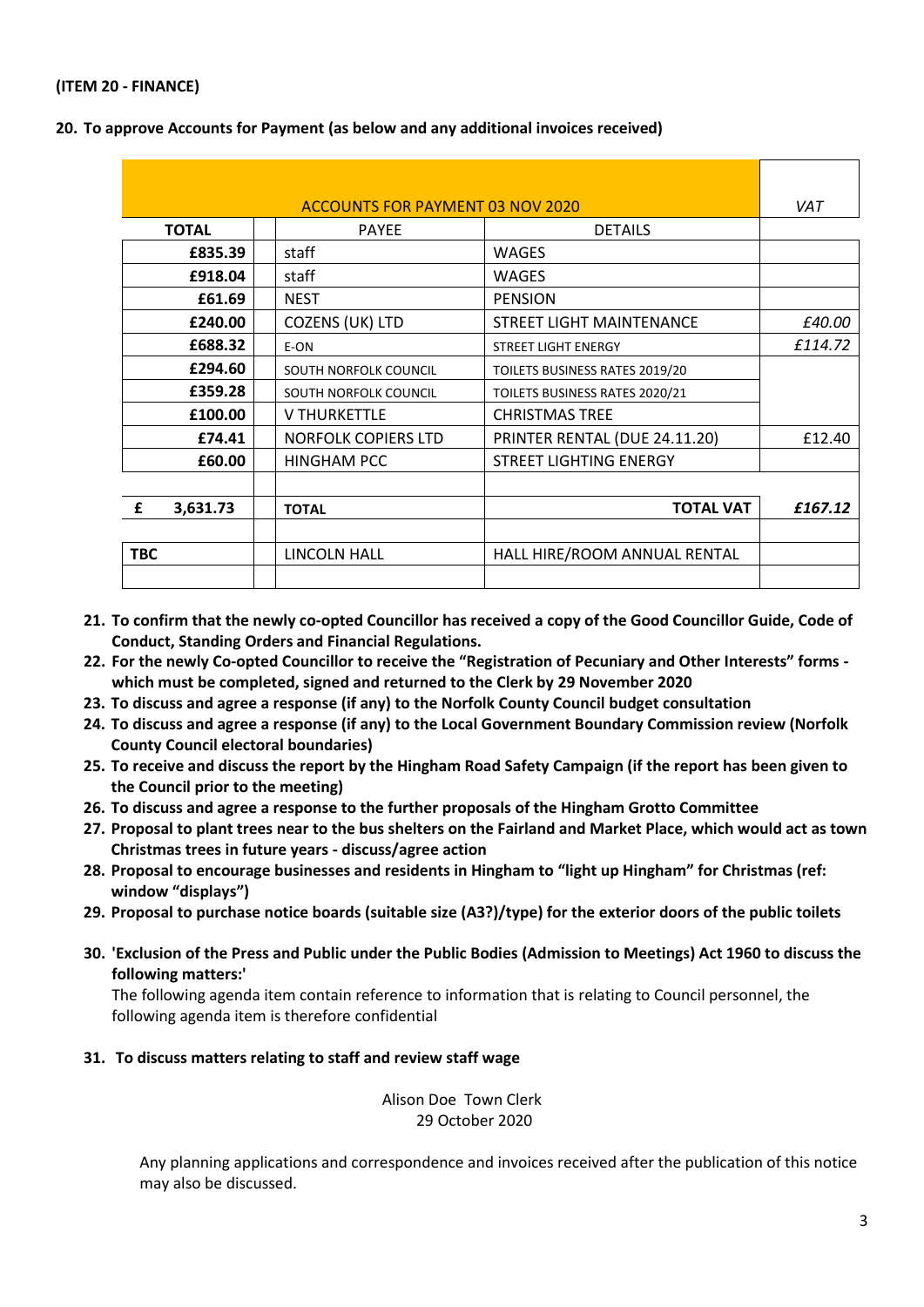**(ITEM 20 - FINANCE)**

**20. To approve Accounts for Payment (as below and any additional invoices received)**

| ACCOUNTS FOR PAYMENT 03 NOV 2020 | | | *VAT* |
|---|---|---|---|
| **TOTAL** | PAYEE | DETAILS | |
| **£835.39** | staff | WAGES | |
| **£918.04** | staff | WAGES | |
| **£61.69** | NEST | PENSION | |
| **£240.00** | COZENS (UK) LTD | STREET LIGHT MAINTENANCE | *£40.00* |
| **£688.32** | E-ON | STREET LIGHT ENERGY | *£114.72* |
| **£294.60** | SOUTH NORFOLK COUNCIL | TOILETS BUSINESS RATES 2019/20 | |
| **£359.28** | SOUTH NORFOLK COUNCIL | TOILETS BUSINESS RATES 2020/21 | |
| **£100.00** | V THURKETTLE | CHRISTMAS TREE | |
| **£74.41** | NORFOLK COPIERS LTD | PRINTER RENTAL (DUE 24.11.20) | £12.40 |
| **£60.00** | HINGHAM PCC | STREET LIGHTING ENERGY | |
| | | | |
| **£ 3,631.73** | **TOTAL** | **TOTAL VAT** | ***£167.12*** |
| | | | |
| **TBC** | LINCOLN HALL | HALL HIRE/ROOM ANNUAL RENTAL | |

21. **To confirm that the newly co-opted Councillor has received a copy of the Good Councillor Guide, Code of Conduct, Standing Orders and Financial Regulations.**
22. **For the newly Co-opted Councillor to receive the "Registration of Pecuniary and Other Interests" forms - which must be completed, signed and returned to the Clerk by 29 November 2020**
23. **To discuss and agree a response (if any) to the Norfolk County Council budget consultation**
24. **To discuss and agree a response (if any) to the Local Government Boundary Commission review (Norfolk County Council electoral boundaries)**
25. **To receive and discuss the report by the Hingham Road Safety Campaign (if the report has been given to the Council prior to the meeting)**
26. **To discuss and agree a response to the further proposals of the Hingham Grotto Committee**
27. **Proposal to plant trees near to the bus shelters on the Fairland and Market Place, which would act as town Christmas trees in future years - discuss/agree action**
28. **Proposal to encourage businesses and residents in Hingham to "light up Hingham" for Christmas (ref: window "displays")**
29. **Proposal to purchase notice boards (suitable size (A3?)/type) for the exterior doors of the public toilets**
30. **'Exclusion of the Press and Public under the Public Bodies (Admission to Meetings) Act 1960 to discuss the following matters:'**

    The following agenda item contain reference to information that is relating to Council personnel, the following agenda item is therefore confidential

31. **To discuss matters relating to staff and review staff wage**

Alison Doe Town Clerk
29 October 2020

Any planning applications and correspondence and invoices received after the publication of this notice may also be discussed.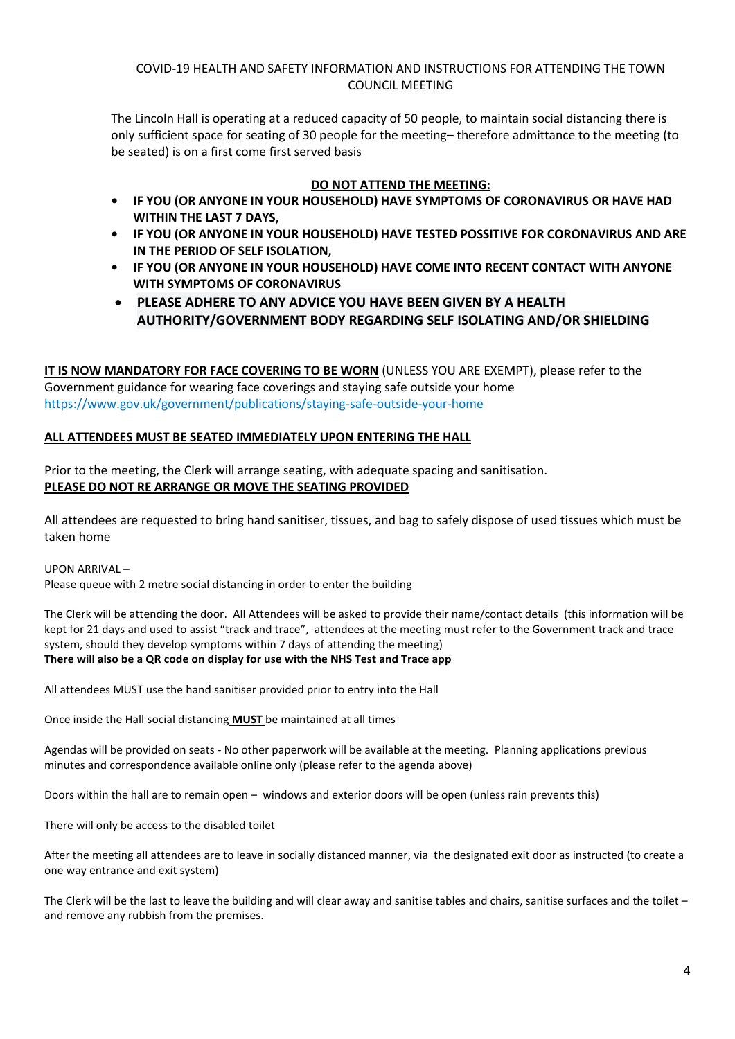COVID-19 HEALTH AND SAFETY INFORMATION AND INSTRUCTIONS FOR ATTENDING THE TOWN COUNCIL MEETING

The Lincoln Hall is operating at a reduced capacity of 50 people, to maintain social distancing there is only sufficient space for seating of 30 people for the meeting– therefore admittance to the meeting (to be seated) is on a first come first served basis

**DO NOT ATTEND THE MEETING:**

- **IF YOU (OR ANYONE IN YOUR HOUSEHOLD) HAVE SYMPTOMS OF CORONAVIRUS OR HAVE HAD WITHIN THE LAST 7 DAYS,**
- **IF YOU (OR ANYONE IN YOUR HOUSEHOLD) HAVE TESTED POSITIVE FOR CORONAVIRUS AND ARE IN THE PERIOD OF SELF ISOLATION,**
- **IF YOU (OR ANYONE IN YOUR HOUSEHOLD) HAVE COME INTO RECENT CONTACT WITH ANYONE WITH SYMPTOMS OF CORONAVIRUS**
- **PLEASE ADHERE TO ANY ADVICE YOU HAVE BEEN GIVEN BY A HEALTH AUTHORITY/GOVERNMENT BODY REGARDING SELF ISOLATING AND/OR SHIELDING**

**IT IS NOW MANDATORY FOR FACE COVERING TO BE WORN** (UNLESS YOU ARE EXEMPT), please refer to the Government guidance for wearing face coverings and staying safe outside your home https://www.gov.uk/government/publications/staying-safe-outside-your-home

**ALL ATTENDEES MUST BE SEATED IMMEDIATELY UPON ENTERING THE HALL**

Prior to the meeting, the Clerk will arrange seating, with adequate spacing and sanitisation.
**PLEASE DO NOT RE ARRANGE OR MOVE THE SEATING PROVIDED**

All attendees are requested to bring hand sanitiser, tissues, and bag to safely dispose of used tissues which must be taken home

UPON ARRIVAL –
Please queue with 2 metre social distancing in order to enter the building

The Clerk will be attending the door. All Attendees will be asked to provide their name/contact details (this information will be kept for 21 days and used to assist "track and trace", attendees at the meeting must refer to the Government track and trace system, should they develop symptoms within 7 days of attending the meeting)
**There will also be a QR code on display for use with the NHS Test and Trace app**

All attendees MUST use the hand sanitiser provided prior to entry into the Hall

Once inside the Hall social distancing **MUST** be maintained at all times

Agendas will be provided on seats - No other paperwork will be available at the meeting. Planning applications previous minutes and correspondence available online only (please refer to the agenda above)

Doors within the hall are to remain open – windows and exterior doors will be open (unless rain prevents this)

There will only be access to the disabled toilet

After the meeting all attendees are to leave in socially distanced manner, via the designated exit door as instructed (to create a one way entrance and exit system)

The Clerk will be the last to leave the building and will clear away and sanitise tables and chairs, sanitise surfaces and the toilet – and remove any rubbish from the premises.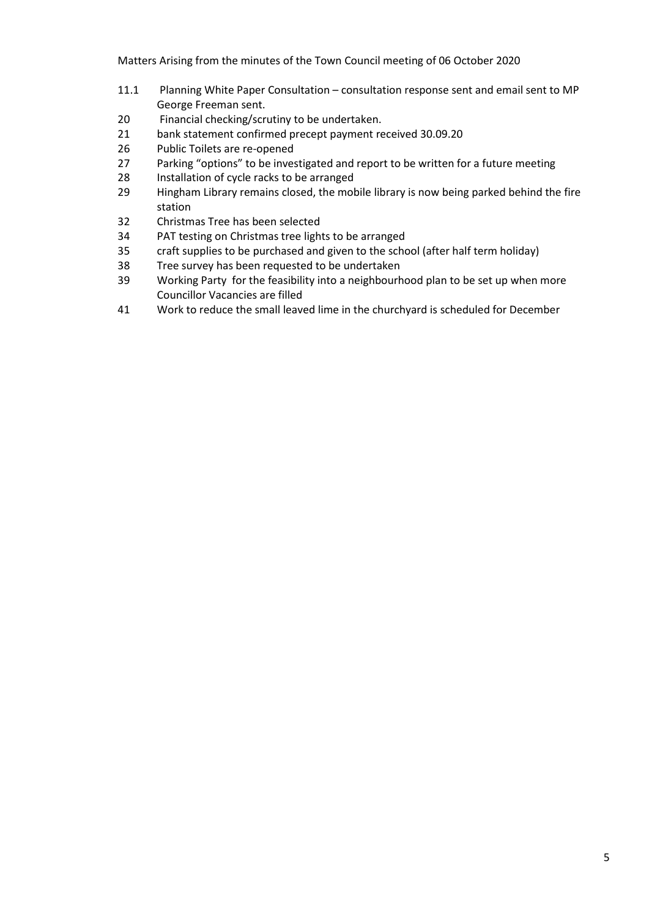Matters Arising from the minutes of the Town Council meeting of 06 October 2020

11.1 Planning White Paper Consultation – consultation response sent and email sent to MP George Freeman sent.

20 Financial checking/scrutiny to be undertaken.

21 bank statement confirmed precept payment received 30.09.20

26 Public Toilets are re-opened

27 Parking "options" to be investigated and report to be written for a future meeting

28 Installation of cycle racks to be arranged

29 Hingham Library remains closed, the mobile library is now being parked behind the fire station

32 Christmas Tree has been selected

34 PAT testing on Christmas tree lights to be arranged

35 craft supplies to be purchased and given to the school (after half term holiday)

38 Tree survey has been requested to be undertaken

39 Working Party for the feasibility into a neighbourhood plan to be set up when more Councillor Vacancies are filled

41 Work to reduce the small leaved lime in the churchyard is scheduled for December